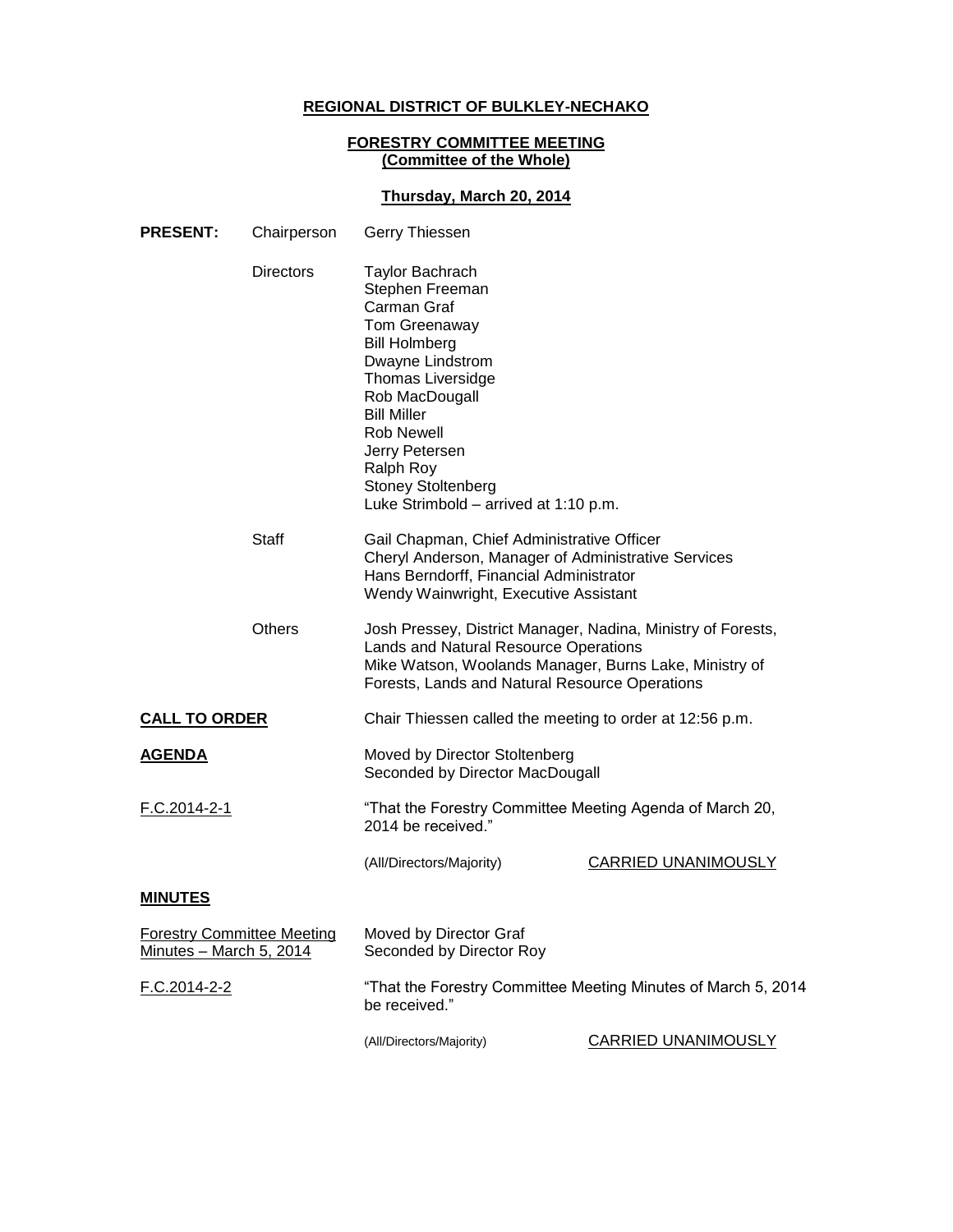**REGIONAL DISTRICT OF BULKLEY-NECHAKO**

**FORESTRY COMMITTEE MEETING**
**(Committee of the Whole)**

**Thursday, March 20, 2014**

**PRESENT:**

Chairperson: Gerry Thiessen

Directors:
Taylor Bachrach
Stephen Freeman
Carman Graf
Tom Greenaway
Bill Holmberg
Dwayne Lindstrom
Thomas Liversidge
Rob MacDougall
Bill Miller
Rob Newell
Jerry Petersen
Ralph Roy
Stoney Stoltenberg
Luke Strimbold – arrived at 1:10 p.m.

Staff:
Gail Chapman, Chief Administrative Officer
Cheryl Anderson, Manager of Administrative Services
Hans Berndorff, Financial Administrator
Wendy Wainwright, Executive Assistant

Others:
Josh Pressey, District Manager, Nadina, Ministry of Forests, Lands and Natural Resource Operations
Mike Watson, Woolands Manager, Burns Lake, Ministry of Forests, Lands and Natural Resource Operations

**CALL TO ORDER**

Chair Thiessen called the meeting to order at 12:56 p.m.

**AGENDA**

Moved by Director Stoltenberg
Seconded by Director MacDougall

F.C.2014-2-1

"That the Forestry Committee Meeting Agenda of March 20, 2014 be received."

(All/Directors/Majority) CARRIED UNANIMOUSLY

**MINUTES**

Forestry Committee Meeting Minutes – March 5, 2014

Moved by Director Graf
Seconded by Director Roy

F.C.2014-2-2

"That the Forestry Committee Meeting Minutes of March 5, 2014 be received."

(All/Directors/Majority) CARRIED UNANIMOUSLY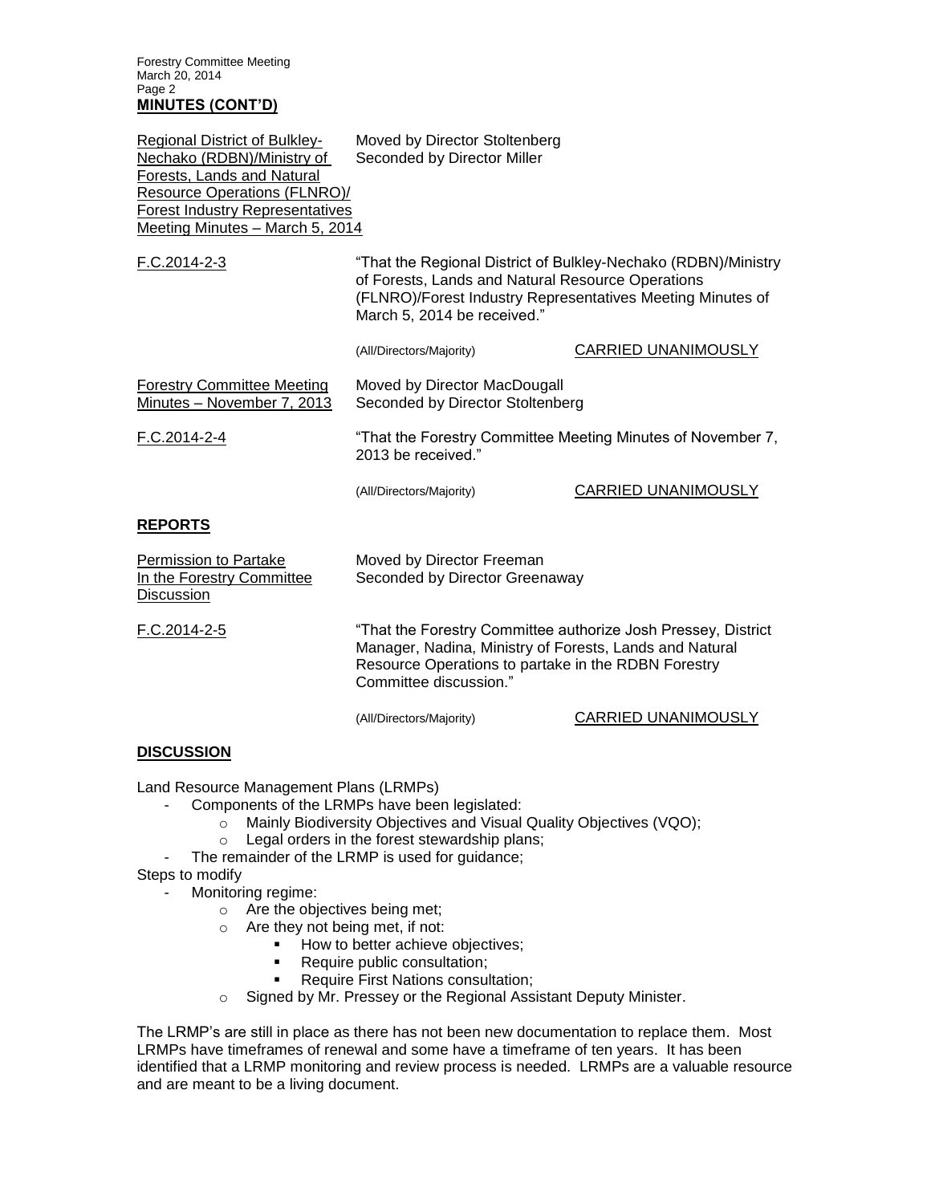**MINUTES (CONT'D)**

Regional District of Bulkley-Nechako (RDBN)/Ministry of Forests, Lands and Natural Resource Operations (FLNRO)/ Forest Industry Representatives Meeting Minutes – March 5, 2014

Moved by Director Stoltenberg
Seconded by Director Miller

F.C.2014-2-3

"That the Regional District of Bulkley-Nechako (RDBN)/Ministry of Forests, Lands and Natural Resource Operations (FLNRO)/Forest Industry Representatives Meeting Minutes of March 5, 2014 be received."

(All/Directors/Majority) CARRIED UNANIMOUSLY

Forestry Committee Meeting Minutes – November 7, 2013

Moved by Director MacDougall
Seconded by Director Stoltenberg

F.C.2014-2-4

"That the Forestry Committee Meeting Minutes of November 7, 2013 be received."

(All/Directors/Majority) CARRIED UNANIMOUSLY

**REPORTS**

Permission to Partake In the Forestry Committee Discussion

Moved by Director Freeman
Seconded by Director Greenaway

F.C.2014-2-5

"That the Forestry Committee authorize Josh Pressey, District Manager, Nadina, Ministry of Forests, Lands and Natural Resource Operations to partake in the RDBN Forestry Committee discussion."

(All/Directors/Majority) CARRIED UNANIMOUSLY

**DISCUSSION**

Land Resource Management Plans (LRMPs)

- Components of the LRMPs have been legislated:
  - Mainly Biodiversity Objectives and Visual Quality Objectives (VQO);
  - Legal orders in the forest stewardship plans;
- The remainder of the LRMP is used for guidance;

Steps to modify

- Monitoring regime:
  - Are the objectives being met;
  - Are they not being met, if not:
    - How to better achieve objectives;
    - Require public consultation;
    - Require First Nations consultation;
  - Signed by Mr. Pressey or the Regional Assistant Deputy Minister.

The LRMP's are still in place as there has not been new documentation to replace them. Most LRMPs have timeframes of renewal and some have a timeframe of ten years. It has been identified that a LRMP monitoring and review process is needed. LRMPs are a valuable resource and are meant to be a living document.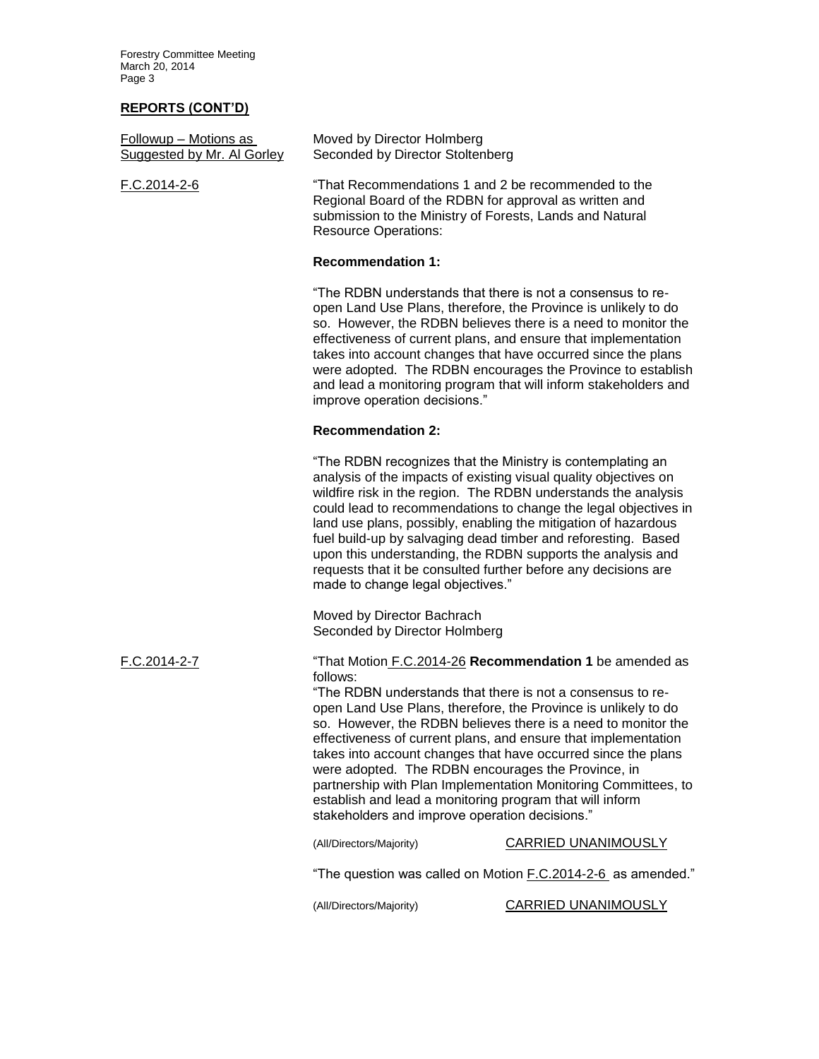## REPORTS (CONT'D)

Followup – Motions as Suggested by Mr. Al Gorley

Moved by Director Holmberg
Seconded by Director Stoltenberg

F.C.2014-2-6

"That Recommendations 1 and 2 be recommended to the Regional Board of the RDBN for approval as written and submission to the Ministry of Forests, Lands and Natural Resource Operations:

**Recommendation 1:**

"The RDBN understands that there is not a consensus to re-open Land Use Plans, therefore, the Province is unlikely to do so. However, the RDBN believes there is a need to monitor the effectiveness of current plans, and ensure that implementation takes into account changes that have occurred since the plans were adopted. The RDBN encourages the Province to establish and lead a monitoring program that will inform stakeholders and improve operation decisions."

**Recommendation 2:**

"The RDBN recognizes that the Ministry is contemplating an analysis of the impacts of existing visual quality objectives on wildfire risk in the region. The RDBN understands the analysis could lead to recommendations to change the legal objectives in land use plans, possibly, enabling the mitigation of hazardous fuel build-up by salvaging dead timber and reforesting. Based upon this understanding, the RDBN supports the analysis and requests that it be consulted further before any decisions are made to change legal objectives."

Moved by Director Bachrach
Seconded by Director Holmberg

F.C.2014-2-7

"That Motion F.C.2014-26 **Recommendation 1** be amended as follows:
"The RDBN understands that there is not a consensus to re-open Land Use Plans, therefore, the Province is unlikely to do so. However, the RDBN believes there is a need to monitor the effectiveness of current plans, and ensure that implementation takes into account changes that have occurred since the plans were adopted. The RDBN encourages the Province, in partnership with Plan Implementation Monitoring Committees, to establish and lead a monitoring program that will inform stakeholders and improve operation decisions."

(All/Directors/Majority) CARRIED UNANIMOUSLY

"The question was called on Motion F.C.2014-2-6 as amended."

(All/Directors/Majority) CARRIED UNANIMOUSLY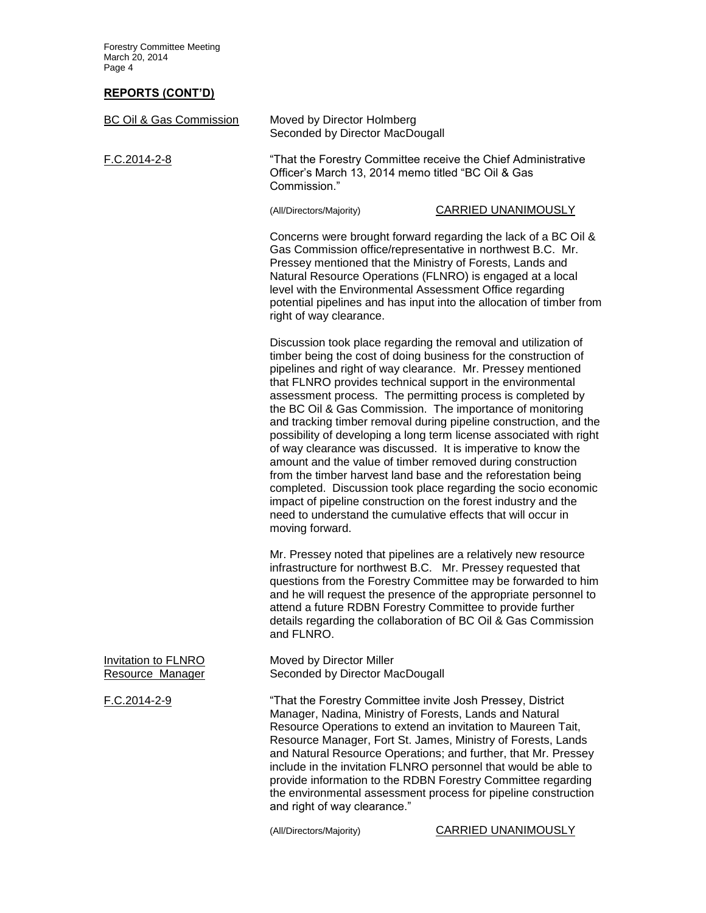## REPORTS (CONT'D)

BC Oil & Gas Commission

Moved by Director Holmberg
Seconded by Director MacDougall

F.C.2014-2-8

"That the Forestry Committee receive the Chief Administrative Officer's March 13, 2014 memo titled "BC Oil & Gas Commission."

(All/Directors/Majority) CARRIED UNANIMOUSLY

Concerns were brought forward regarding the lack of a BC Oil & Gas Commission office/representative in northwest B.C. Mr. Pressey mentioned that the Ministry of Forests, Lands and Natural Resource Operations (FLNRO) is engaged at a local level with the Environmental Assessment Office regarding potential pipelines and has input into the allocation of timber from right of way clearance.

Discussion took place regarding the removal and utilization of timber being the cost of doing business for the construction of pipelines and right of way clearance. Mr. Pressey mentioned that FLNRO provides technical support in the environmental assessment process. The permitting process is completed by the BC Oil & Gas Commission. The importance of monitoring and tracking timber removal during pipeline construction, and the possibility of developing a long term license associated with right of way clearance was discussed. It is imperative to know the amount and the value of timber removed during construction from the timber harvest land base and the reforestation being completed. Discussion took place regarding the socio economic impact of pipeline construction on the forest industry and the need to understand the cumulative effects that will occur in moving forward.

Mr. Pressey noted that pipelines are a relatively new resource infrastructure for northwest B.C. Mr. Pressey requested that questions from the Forestry Committee may be forwarded to him and he will request the presence of the appropriate personnel to attend a future RDBN Forestry Committee to provide further details regarding the collaboration of BC Oil & Gas Commission and FLNRO.

Invitation to FLNRO Resource Manager

Moved by Director Miller
Seconded by Director MacDougall

F.C.2014-2-9

"That the Forestry Committee invite Josh Pressey, District Manager, Nadina, Ministry of Forests, Lands and Natural Resource Operations to extend an invitation to Maureen Tait, Resource Manager, Fort St. James, Ministry of Forests, Lands and Natural Resource Operations; and further, that Mr. Pressey include in the invitation FLNRO personnel that would be able to provide information to the RDBN Forestry Committee regarding the environmental assessment process for pipeline construction and right of way clearance."

(All/Directors/Majority) CARRIED UNANIMOUSLY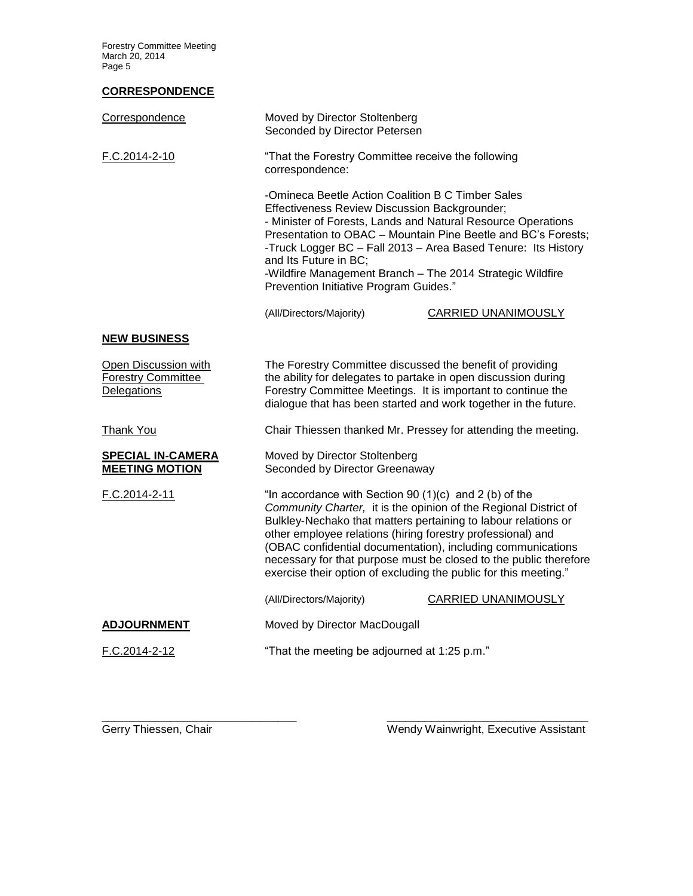## CORRESPONDENCE

Correspondence — Moved by Director Stoltenberg
Seconded by Director Petersen

F.C.2014-2-10 — "That the Forestry Committee receive the following correspondence:

-Omineca Beetle Action Coalition B C Timber Sales Effectiveness Review Discussion Backgrounder;
- Minister of Forests, Lands and Natural Resource Operations Presentation to OBAC – Mountain Pine Beetle and BC's Forests;
-Truck Logger BC – Fall 2013 – Area Based Tenure: Its History and Its Future in BC;
-Wildfire Management Branch – The 2014 Strategic Wildfire Prevention Initiative Program Guides."

(All/Directors/Majority) CARRIED UNANIMOUSLY

## NEW BUSINESS

Open Discussion with Forestry Committee Delegations — The Forestry Committee discussed the benefit of providing the ability for delegates to partake in open discussion during Forestry Committee Meetings. It is important to continue the dialogue that has been started and work together in the future.

Thank You — Chair Thiessen thanked Mr. Pressey for attending the meeting.

**SPECIAL IN-CAMERA MEETING MOTION** — Moved by Director Stoltenberg
Seconded by Director Greenaway

F.C.2014-2-11 — "In accordance with Section 90 (1)(c) and 2 (b) of the *Community Charter,* it is the opinion of the Regional District of Bulkley-Nechako that matters pertaining to labour relations or other employee relations (hiring forestry professional) and (OBAC confidential documentation), including communications necessary for that purpose must be closed to the public therefore exercise their option of excluding the public for this meeting."

(All/Directors/Majority) CARRIED UNANIMOUSLY

**ADJOURNMENT** — Moved by Director MacDougall

F.C.2014-2-12 — "That the meeting be adjourned at 1:25 p.m."

\_\_\_\_\_\_\_\_\_\_\_\_\_\_\_\_\_\_\_\_\_\_\_\_\_\_\_\_\_\_
Gerry Thiessen, Chair

\_\_\_\_\_\_\_\_\_\_\_\_\_\_\_\_\_\_\_\_\_\_\_\_\_\_\_\_\_\_
Wendy Wainwright, Executive Assistant